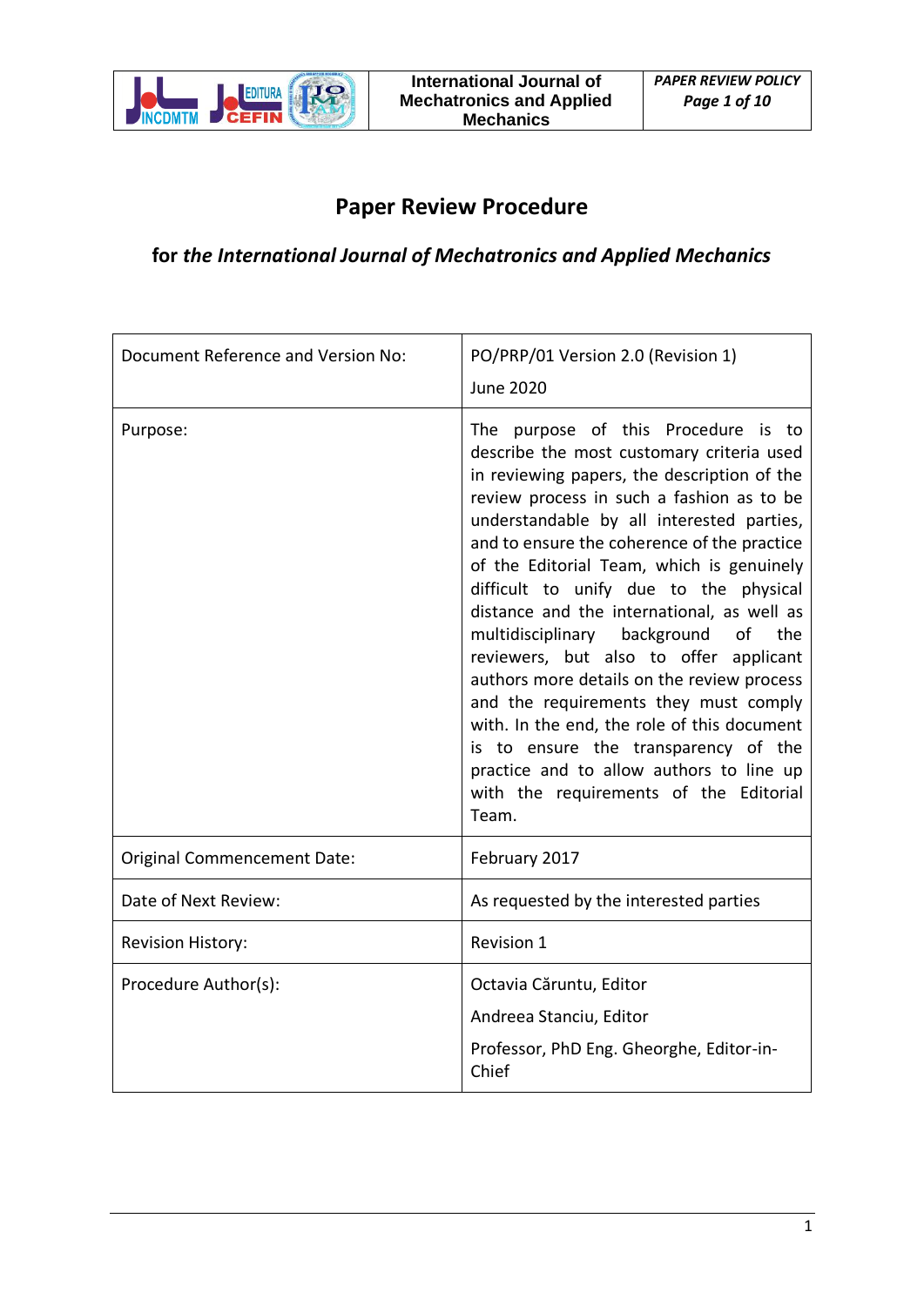# Paper Review Procedure

## for *the International Journal of Mechatronics and Applied Mechanics*

| | |
|---|---|
| Document Reference and Version No: | PO/PRP/01 Version 2.0 (Revision 1)<br>June 2020 |
| Purpose: | The purpose of this Procedure is to describe the most customary criteria used in reviewing papers, the description of the review process in such a fashion as to be understandable by all interested parties, and to ensure the coherence of the practice of the Editorial Team, which is genuinely difficult to unify due to the physical distance and the international, as well as multidisciplinary background of the reviewers, but also to offer applicant authors more details on the review process and the requirements they must comply with. In the end, the role of this document is to ensure the transparency of the practice and to allow authors to line up with the requirements of the Editorial Team. |
| Original Commencement Date: | February 2017 |
| Date of Next Review: | As requested by the interested parties |
| Revision History: | Revision 1 |
| Procedure Author(s): | Octavia Căruntu, Editor<br>Andreea Stanciu, Editor<br>Professor, PhD Eng. Gheorghe, Editor-in-Chief |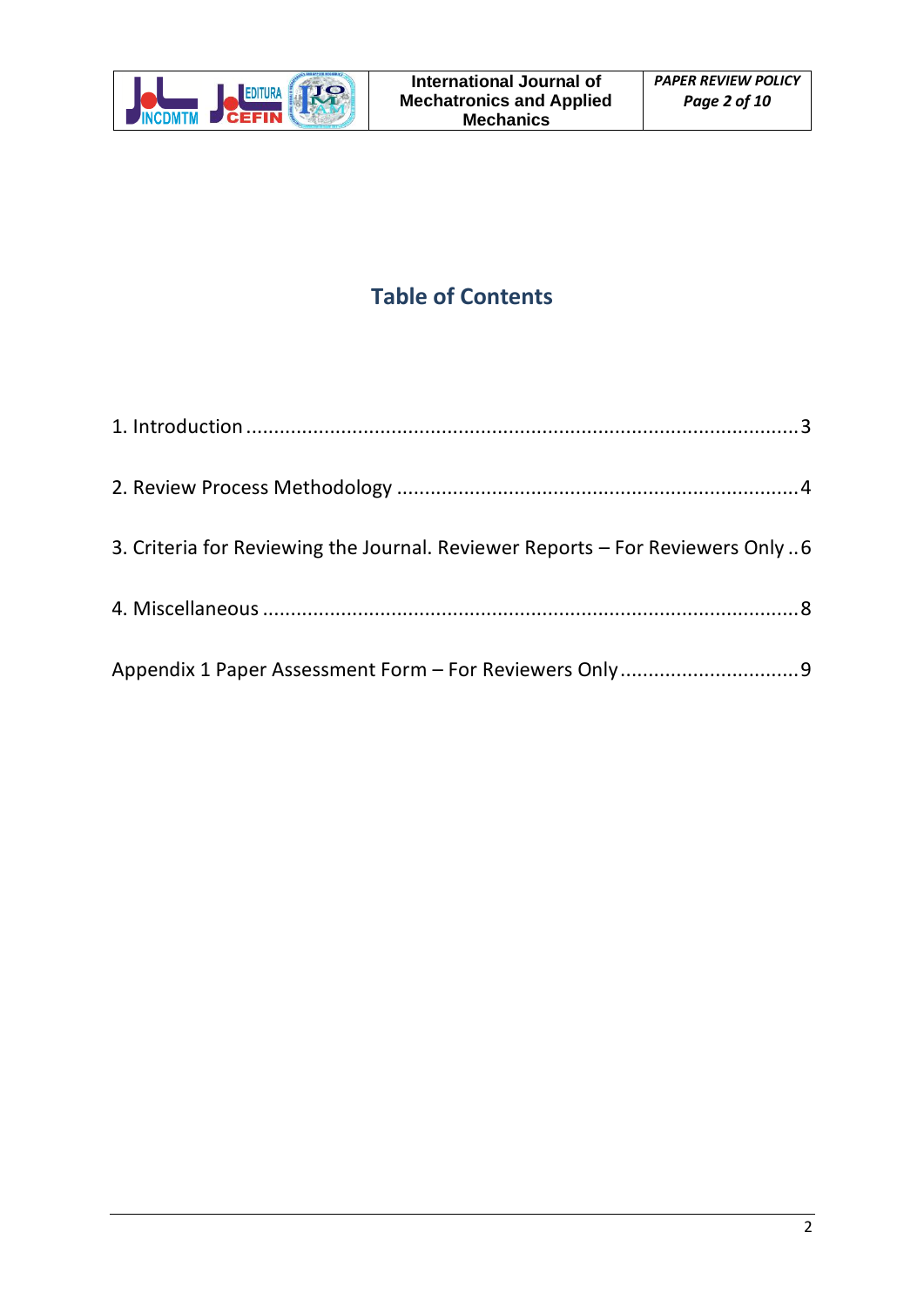# Table of Contents

1. Introduction ................................................................................................ 3

2. Review Process Methodology ...................................................................... 4

3. Criteria for Reviewing the Journal. Reviewer Reports – For Reviewers Only .. 6

4. Miscellaneous ............................................................................................. 8

Appendix 1 Paper Assessment Form – For Reviewers Only ............................... 9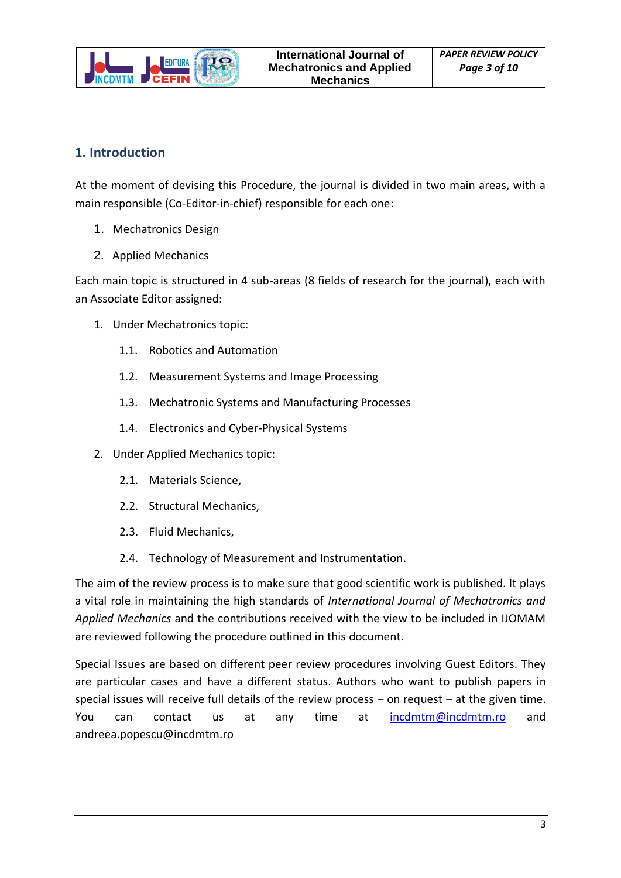## 1. Introduction

At the moment of devising this Procedure, the journal is divided in two main areas, with a main responsible (Co-Editor-in-chief) responsible for each one:

1. Mechatronics Design
2. Applied Mechanics

Each main topic is structured in 4 sub-areas (8 fields of research for the journal), each with an Associate Editor assigned:

1. Under Mechatronics topic:
    - 1.1. Robotics and Automation
    - 1.2. Measurement Systems and Image Processing
    - 1.3. Mechatronic Systems and Manufacturing Processes
    - 1.4. Electronics and Cyber-Physical Systems
2. Under Applied Mechanics topic:
    - 2.1. Materials Science,
    - 2.2. Structural Mechanics,
    - 2.3. Fluid Mechanics,
    - 2.4. Technology of Measurement and Instrumentation.

The aim of the review process is to make sure that good scientific work is published. It plays a vital role in maintaining the high standards of *International Journal of Mechatronics and Applied Mechanics* and the contributions received with the view to be included in IJOMAM are reviewed following the procedure outlined in this document.

Special Issues are based on different peer review procedures involving Guest Editors. They are particular cases and have a different status. Authors who want to publish papers in special issues will receive full details of the review process – on request – at the given time. You can contact us at any time at incdmtm@incdmtm.ro and andreea.popescu@incdmtm.ro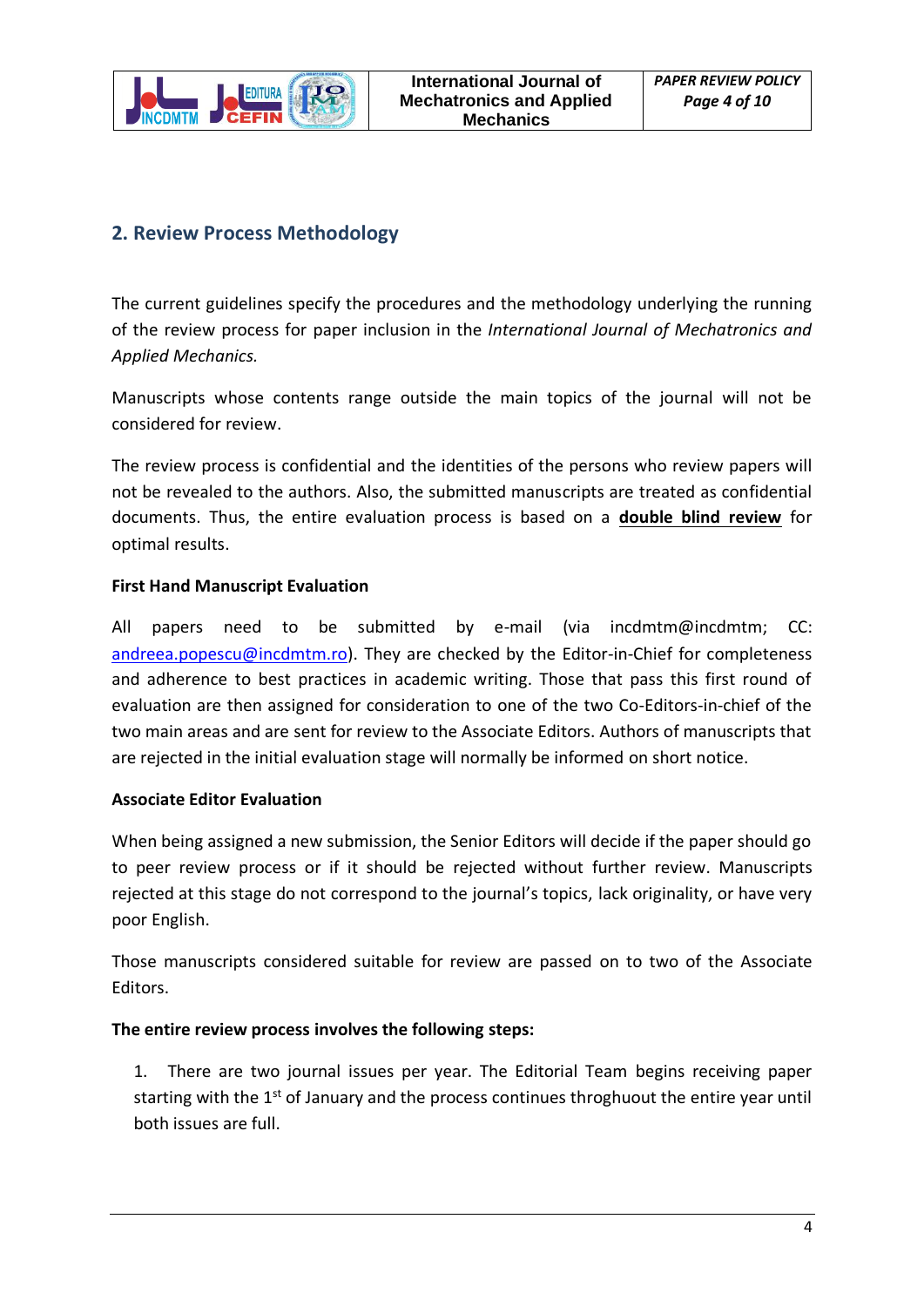## 2. Review Process Methodology

The current guidelines specify the procedures and the methodology underlying the running of the review process for paper inclusion in the *International Journal of Mechatronics and Applied Mechanics.*

Manuscripts whose contents range outside the main topics of the journal will not be considered for review.

The review process is confidential and the identities of the persons who review papers will not be revealed to the authors. Also, the submitted manuscripts are treated as confidential documents. Thus, the entire evaluation process is based on a **double blind review** for optimal results.

**First Hand Manuscript Evaluation**

All papers need to be submitted by e-mail (via incdmtm@incdmtm; CC: andreea.popescu@incdmtm.ro). They are checked by the Editor-in-Chief for completeness and adherence to best practices in academic writing. Those that pass this first round of evaluation are then assigned for consideration to one of the two Co-Editors-in-chief of the two main areas and are sent for review to the Associate Editors. Authors of manuscripts that are rejected in the initial evaluation stage will normally be informed on short notice.

**Associate Editor Evaluation**

When being assigned a new submission, the Senior Editors will decide if the paper should go to peer review process or if it should be rejected without further review. Manuscripts rejected at this stage do not correspond to the journal's topics, lack originality, or have very poor English.

Those manuscripts considered suitable for review are passed on to two of the Associate Editors.

**The entire review process involves the following steps:**

1. There are two journal issues per year. The Editorial Team begins receiving paper starting with the 1st of January and the process continues throghuout the entire year until both issues are full.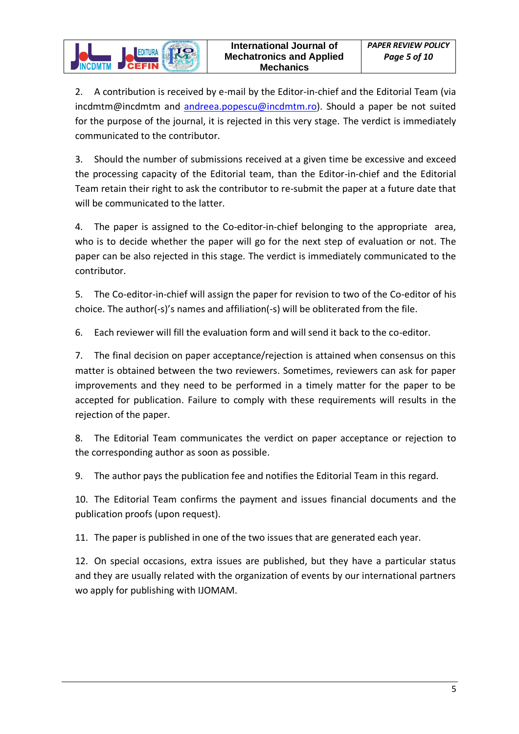2. A contribution is received by e-mail by the Editor-in-chief and the Editorial Team (via incdmtm@incdmtm and andreea.popescu@incdmtm.ro). Should a paper be not suited for the purpose of the journal, it is rejected in this very stage. The verdict is immediately communicated to the contributor.

3. Should the number of submissions received at a given time be excessive and exceed the processing capacity of the Editorial team, than the Editor-in-chief and the Editorial Team retain their right to ask the contributor to re-submit the paper at a future date that will be communicated to the latter.

4. The paper is assigned to the Co-editor-in-chief belonging to the appropriate area, who is to decide whether the paper will go for the next step of evaluation or not. The paper can be also rejected in this stage. The verdict is immediately communicated to the contributor.

5. The Co-editor-in-chief will assign the paper for revision to two of the Co-editor of his choice. The author(-s)'s names and affiliation(-s) will be obliterated from the file.

6. Each reviewer will fill the evaluation form and will send it back to the co-editor.

7. The final decision on paper acceptance/rejection is attained when consensus on this matter is obtained between the two reviewers. Sometimes, reviewers can ask for paper improvements and they need to be performed in a timely matter for the paper to be accepted for publication. Failure to comply with these requirements will results in the rejection of the paper.

8. The Editorial Team communicates the verdict on paper acceptance or rejection to the corresponding author as soon as possible.

9. The author pays the publication fee and notifies the Editorial Team in this regard.

10. The Editorial Team confirms the payment and issues financial documents and the publication proofs (upon request).

11. The paper is published in one of the two issues that are generated each year.

12. On special occasions, extra issues are published, but they have a particular status and they are usually related with the organization of events by our international partners wo apply for publishing with IJOMAM.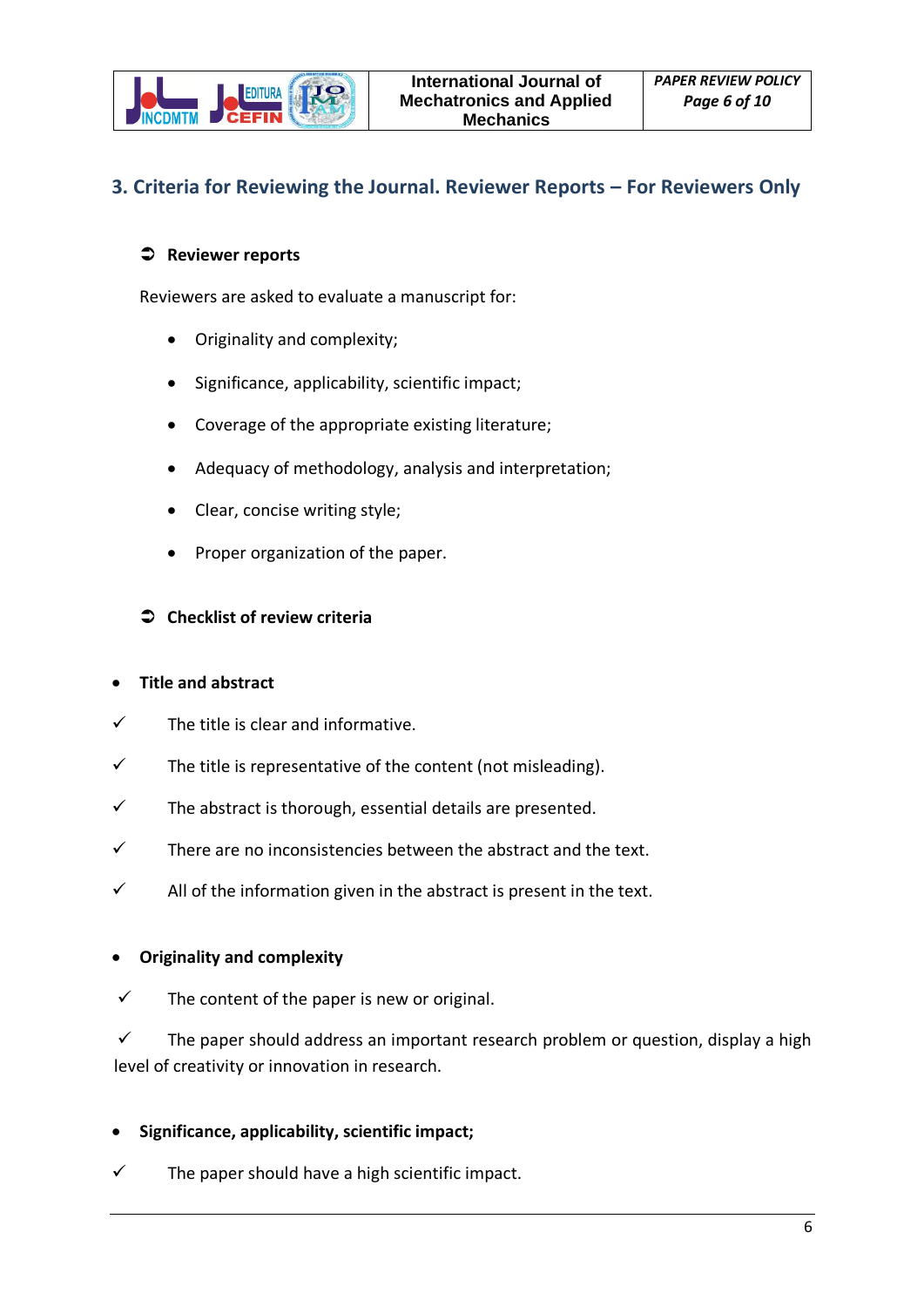## 3. Criteria for Reviewing the Journal. Reviewer Reports – For Reviewers Only

➲ **Reviewer reports**

Reviewers are asked to evaluate a manuscript for:

- Originality and complexity;
- Significance, applicability, scientific impact;
- Coverage of the appropriate existing literature;
- Adequacy of methodology, analysis and interpretation;
- Clear, concise writing style;
- Proper organization of the paper.

➲ **Checklist of review criteria**

- **Title and abstract**

✓ The title is clear and informative.

✓ The title is representative of the content (not misleading).

✓ The abstract is thorough, essential details are presented.

✓ There are no inconsistencies between the abstract and the text.

✓ All of the information given in the abstract is present in the text.

- **Originality and complexity**

✓ The content of the paper is new or original.

✓ The paper should address an important research problem or question, display a high level of creativity or innovation in research.

- **Significance, applicability, scientific impact;**

✓ The paper should have a high scientific impact.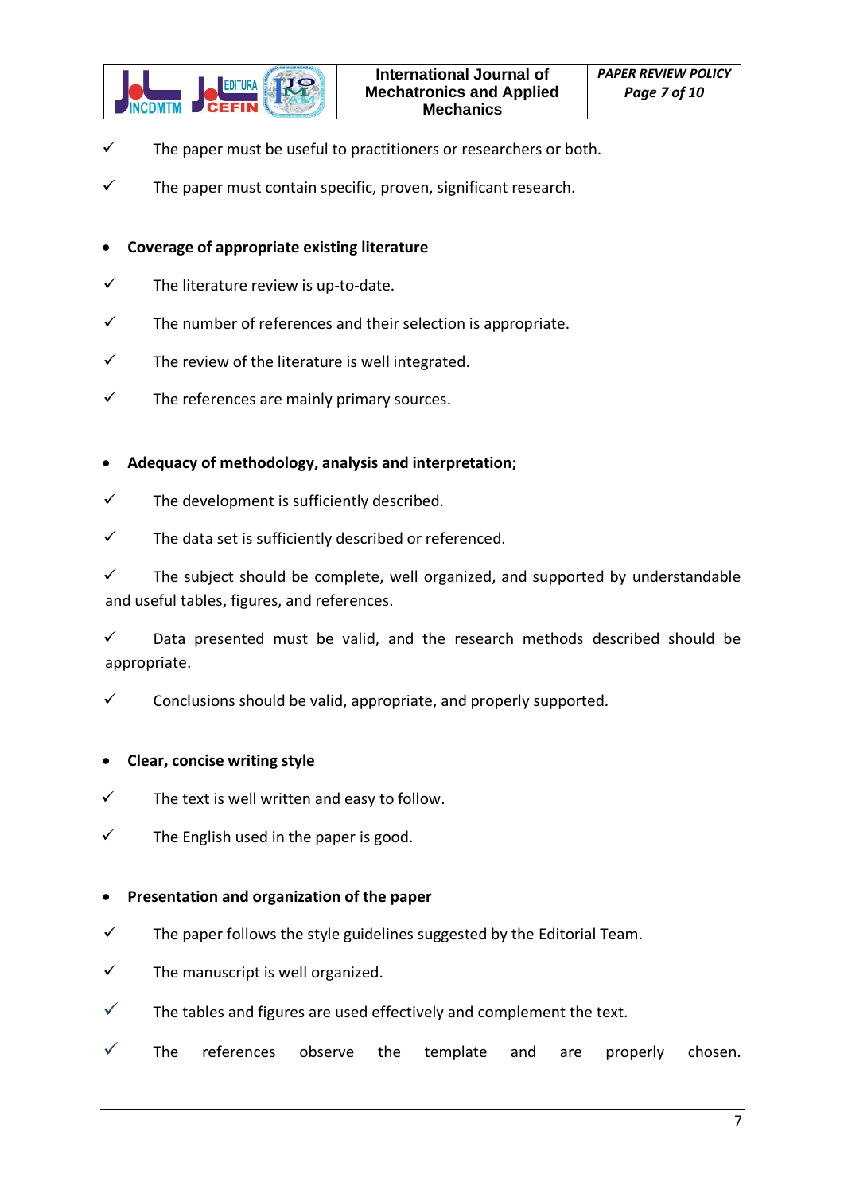- ✓ The paper must be useful to practitioners or researchers or both.
- ✓ The paper must contain specific, proven, significant research.

- **Coverage of appropriate existing literature**

- ✓ The literature review is up-to-date.
- ✓ The number of references and their selection is appropriate.
- ✓ The review of the literature is well integrated.
- ✓ The references are mainly primary sources.

- **Adequacy of methodology, analysis and interpretation;**

- ✓ The development is sufficiently described.
- ✓ The data set is sufficiently described or referenced.
- ✓ The subject should be complete, well organized, and supported by understandable and useful tables, figures, and references.
- ✓ Data presented must be valid, and the research methods described should be appropriate.
- ✓ Conclusions should be valid, appropriate, and properly supported.

- **Clear, concise writing style**

- ✓ The text is well written and easy to follow.
- ✓ The English used in the paper is good.

- **Presentation and organization of the paper**

- ✓ The paper follows the style guidelines suggested by the Editorial Team.
- ✓ The manuscript is well organized.
- ✓ The tables and figures are used effectively and complement the text.
- ✓ The references observe the template and are properly chosen.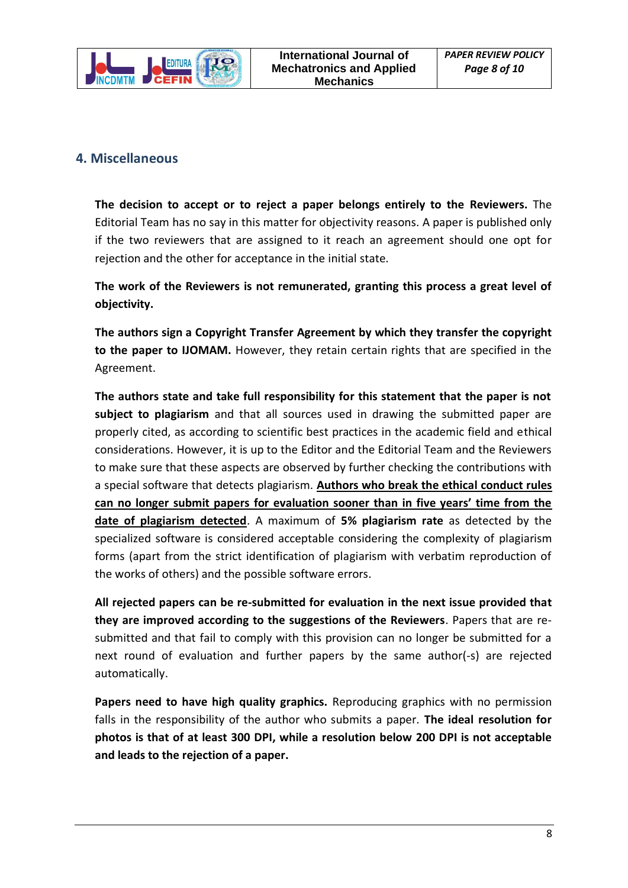## 4. Miscellaneous

**The decision to accept or to reject a paper belongs entirely to the Reviewers.** The Editorial Team has no say in this matter for objectivity reasons. A paper is published only if the two reviewers that are assigned to it reach an agreement should one opt for rejection and the other for acceptance in the initial state.

**The work of the Reviewers is not remunerated, granting this process a great level of objectivity.**

**The authors sign a Copyright Transfer Agreement by which they transfer the copyright to the paper to IJOMAM.** However, they retain certain rights that are specified in the Agreement.

**The authors state and take full responsibility for this statement that the paper is not subject to plagiarism** and that all sources used in drawing the submitted paper are properly cited, as according to scientific best practices in the academic field and ethical considerations. However, it is up to the Editor and the Editorial Team and the Reviewers to make sure that these aspects are observed by further checking the contributions with a special software that detects plagiarism. **<u>Authors who break the ethical conduct rules can no longer submit papers for evaluation sooner than in five years' time from the date of plagiarism detected</u>**. A maximum of **5% plagiarism rate** as detected by the specialized software is considered acceptable considering the complexity of plagiarism forms (apart from the strict identification of plagiarism with verbatim reproduction of the works of others) and the possible software errors.

**All rejected papers can be re-submitted for evaluation in the next issue provided that they are improved according to the suggestions of the Reviewers**. Papers that are re-submitted and that fail to comply with this provision can no longer be submitted for a next round of evaluation and further papers by the same author(-s) are rejected automatically.

**Papers need to have high quality graphics.** Reproducing graphics with no permission falls in the responsibility of the author who submits a paper. **The ideal resolution for photos is that of at least 300 DPI, while a resolution below 200 DPI is not acceptable and leads to the rejection of a paper.**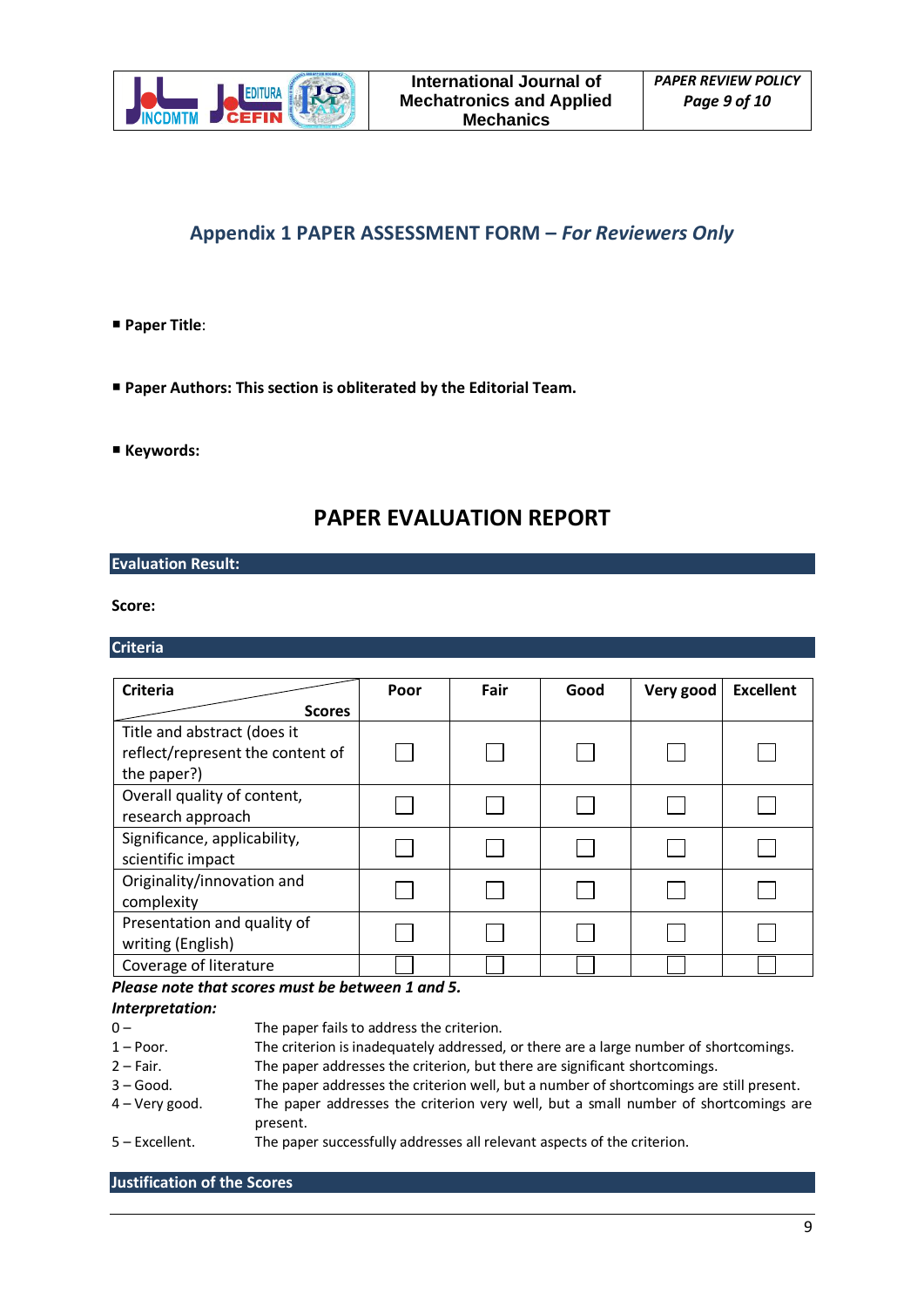## Appendix 1 PAPER ASSESSMENT FORM – *For Reviewers Only*

- **Paper Title**:

- **Paper Authors: This section is obliterated by the Editorial Team.**

- **Keywords:**

# PAPER EVALUATION REPORT

**Evaluation Result:**

**Score:**

**Criteria**

| **Criteria** / **Scores** | **Poor** | **Fair** | **Good** | **Very good** | **Excellent** |
|---|---|---|---|---|---|
| Title and abstract (does it reflect/represent the content of the paper?) | ☐ | ☐ | ☐ | ☐ | ☐ |
| Overall quality of content, research approach | ☐ | ☐ | ☐ | ☐ | ☐ |
| Significance, applicability, scientific impact | ☐ | ☐ | ☐ | ☐ | ☐ |
| Originality/innovation and complexity | ☐ | ☐ | ☐ | ☐ | ☐ |
| Presentation and quality of writing (English) | ☐ | ☐ | ☐ | ☐ | ☐ |
| Coverage of literature | ☐ | ☐ | ☐ | ☐ | ☐ |

***Please note that scores must be between 1 and 5.***

***Interpretation:***

0 – The paper fails to address the criterion.

1 – Poor. The criterion is inadequately addressed, or there are a large number of shortcomings.

2 – Fair. The paper addresses the criterion, but there are significant shortcomings.

3 – Good. The paper addresses the criterion well, but a number of shortcomings are still present.

4 – Very good. The paper addresses the criterion very well, but a small number of shortcomings are present.

5 – Excellent. The paper successfully addresses all relevant aspects of the criterion.

**Justification of the Scores**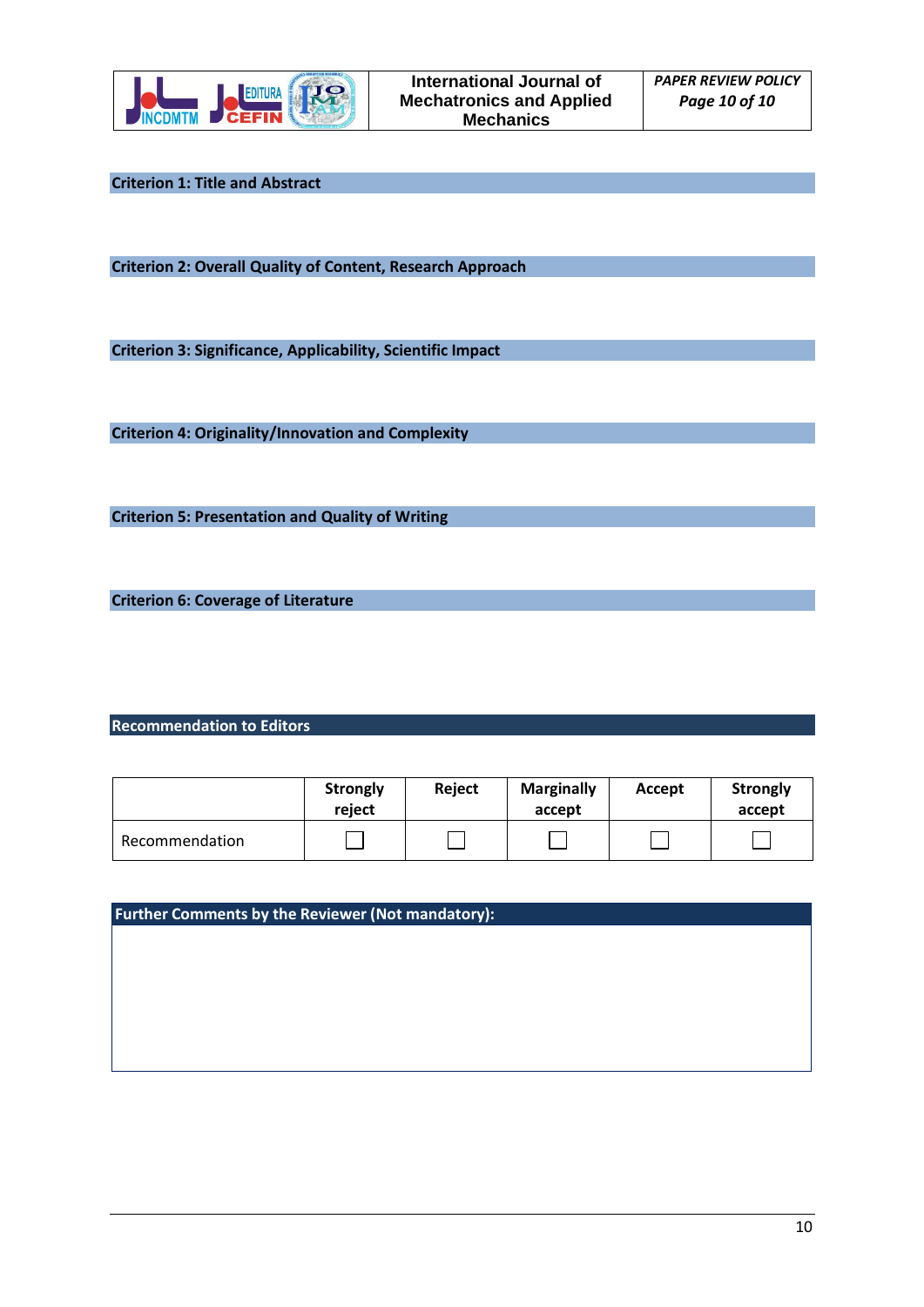## Criterion 1: Title and Abstract

## Criterion 2: Overall Quality of Content, Research Approach

## Criterion 3: Significance, Applicability, Scientific Impact

## Criterion 4: Originality/Innovation and Complexity

## Criterion 5: Presentation and Quality of Writing

## Criterion 6: Coverage of Literature

## Recommendation to Editors

| | Strongly reject | Reject | Marginally accept | Accept | Strongly accept |
|---|---|---|---|---|---|
| Recommendation | ☐ | ☐ | ☐ | ☐ | ☐ |

## Further Comments by the Reviewer (Not mandatory):